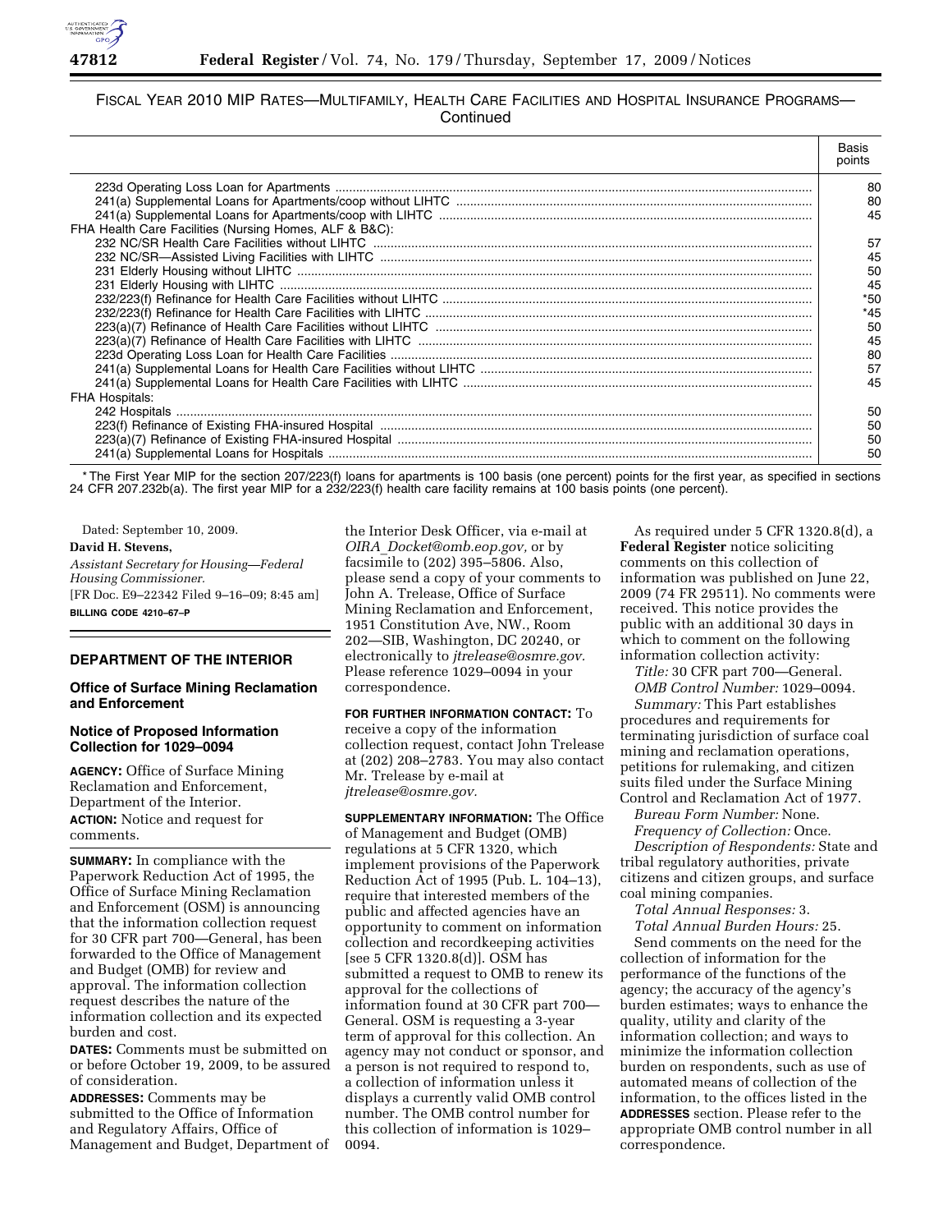FISCAL YEAR 2010 MIP RATES—MULTIFAMILY, HEALTH CARE FACILITIES AND HOSPITAL INSURANCE PROGRAMS—Continued

| | Basis points |
|---|---|
| 223d Operating Loss Loan for Apartments | 80 |
| 241(a) Supplemental Loans for Apartments/coop without LIHTC | 80 |
| 241(a) Supplemental Loans for Apartments/coop with LIHTC | 45 |
| FHA Health Care Facilities (Nursing Homes, ALF & B&C): | |
| 232 NC/SR Health Care Facilities without LIHTC | 57 |
| 232 NC/SR—Assisted Living Facilities with LIHTC | 45 |
| 231 Elderly Housing without LIHTC | 50 |
| 231 Elderly Housing with LIHTC | 45 |
| 232/223(f) Refinance for Health Care Facilities without LIHTC | *50 |
| 232/223(f) Refinance for Health Care Facilities with LIHTC | *45 |
| 223(a)(7) Refinance of Health Care Facilities without LIHTC | 50 |
| 223(a)(7) Refinance of Health Care Facilities with LIHTC | 45 |
| 223d Operating Loss Loan for Health Care Facilities | 80 |
| 241(a) Supplemental Loans for Health Care Facilities without LIHTC | 57 |
| 241(a) Supplemental Loans for Health Care Facilities with LIHTC | 45 |
| FHA Hospitals: | |
| 242 Hospitals | 50 |
| 223(f) Refinance of Existing FHA-insured Hospital | 50 |
| 223(a)(7) Refinance of Existing FHA-insured Hospital | 50 |
| 241(a) Supplemental Loans for Hospitals | 50 |

* The First Year MIP for the section 207/223(f) loans for apartments is 100 basis (one percent) points for the first year, as specified in sections 24 CFR 207.232b(a). The first year MIP for a 232/223(f) health care facility remains at 100 basis points (one percent).

Dated: September 10, 2009.

**David H. Stevens,**

*Assistant Secretary for Housing—Federal Housing Commissioner.*

[FR Doc. E9–22342 Filed 9–16–09; 8:45 am]

**BILLING CODE 4210–67–P**

## DEPARTMENT OF THE INTERIOR

### Office of Surface Mining Reclamation and Enforcement

### Notice of Proposed Information Collection for 1029–0094

**AGENCY:** Office of Surface Mining Reclamation and Enforcement, Department of the Interior.

**ACTION:** Notice and request for comments.

**SUMMARY:** In compliance with the Paperwork Reduction Act of 1995, the Office of Surface Mining Reclamation and Enforcement (OSM) is announcing that the information collection request for 30 CFR part 700—General, has been forwarded to the Office of Management and Budget (OMB) for review and approval. The information collection request describes the nature of the information collection and its expected burden and cost.

**DATES:** Comments must be submitted on or before October 19, 2009, to be assured of consideration.

**ADDRESSES:** Comments may be submitted to the Office of Information and Regulatory Affairs, Office of Management and Budget, Department of the Interior Desk Officer, via e-mail at *OIRA_Docket@omb.eop.gov,* or by facsimile to (202) 395–5806. Also, please send a copy of your comments to John A. Trelease, Office of Surface Mining Reclamation and Enforcement, 1951 Constitution Ave, NW., Room 202—SIB, Washington, DC 20240, or electronically to *jtrelease@osmre.gov.* Please reference 1029–0094 in your correspondence.

**FOR FURTHER INFORMATION CONTACT:** To receive a copy of the information collection request, contact John Trelease at (202) 208–2783. You may also contact Mr. Trelease by e-mail at *jtrelease@osmre.gov.*

**SUPPLEMENTARY INFORMATION:** The Office of Management and Budget (OMB) regulations at 5 CFR 1320, which implement provisions of the Paperwork Reduction Act of 1995 (Pub. L. 104–13), require that interested members of the public and affected agencies have an opportunity to comment on information collection and recordkeeping activities [see 5 CFR 1320.8(d)]. OSM has submitted a request to OMB to renew its approval for the collections of information found at 30 CFR part 700—General. OSM is requesting a 3-year term of approval for this collection. An agency may not conduct or sponsor, and a person is not required to respond to, a collection of information unless it displays a currently valid OMB control number. The OMB control number for this collection of information is 1029–0094.

As required under 5 CFR 1320.8(d), a **Federal Register** notice soliciting comments on this collection of information was published on June 22, 2009 (74 FR 29511). No comments were received. This notice provides the public with an additional 30 days in which to comment on the following information collection activity:

*Title:* 30 CFR part 700—General.

*OMB Control Number:* 1029–0094.

*Summary:* This Part establishes procedures and requirements for terminating jurisdiction of surface coal mining and reclamation operations, petitions for rulemaking, and citizen suits filed under the Surface Mining Control and Reclamation Act of 1977.

*Bureau Form Number:* None.

*Frequency of Collection:* Once.

*Description of Respondents:* State and tribal regulatory authorities, private citizens and citizen groups, and surface coal mining companies.

*Total Annual Responses:* 3.

*Total Annual Burden Hours:* 25.

Send comments on the need for the collection of information for the performance of the functions of the agency; the accuracy of the agency's burden estimates; ways to enhance the quality, utility and clarity of the information collection; and ways to minimize the information collection burden on respondents, such as use of automated means of collection of the information, to the offices listed in the **ADDRESSES** section. Please refer to the appropriate OMB control number in all correspondence.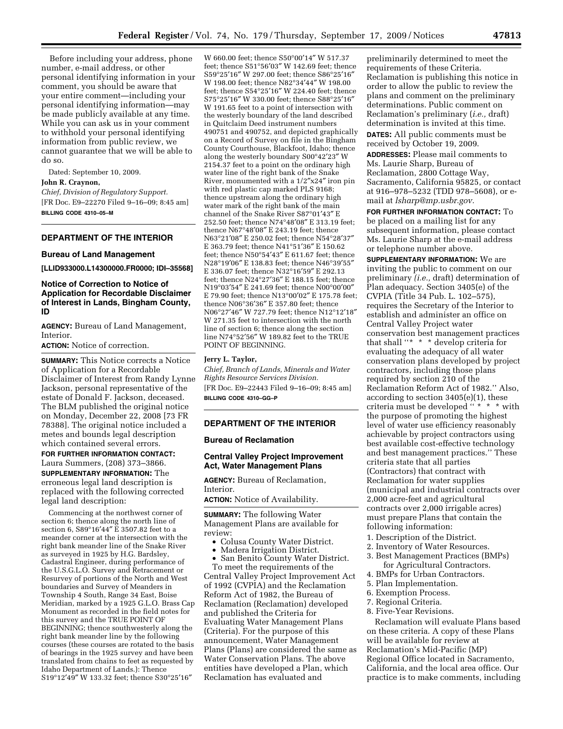Before including your address, phone number, e-mail address, or other personal identifying information in your comment, you should be aware that your entire comment—including your personal identifying information—may be made publicly available at any time. While you can ask us in your comment to withhold your personal identifying information from public review, we cannot guarantee that we will be able to do so.

Dated: September 10, 2009.

**John R. Craynon,**

*Chief, Division of Regulatory Support.*

[FR Doc. E9–22270 Filed 9–16–09; 8:45 am]

**BILLING CODE 4310–05–M**

## DEPARTMENT OF THE INTERIOR

### Bureau of Land Management

**[LLID933000.L14300000.FR0000; IDI–35568]**

### Notice of Correction to Notice of Application for Recordable Disclaimer of Interest in Lands, Bingham County, ID

**AGENCY:** Bureau of Land Management, Interior.

**ACTION:** Notice of correction.

**SUMMARY:** This Notice corrects a Notice of Application for a Recordable Disclaimer of Interest from Randy Lynne Jackson, personal representative of the estate of Donald F. Jackson, deceased. The BLM published the original notice on Monday, December 22, 2008 [73 FR 78388]. The original notice included a metes and bounds legal description which contained several errors.

**FOR FURTHER INFORMATION CONTACT:** Laura Summers, (208) 373–3866.

**SUPPLEMENTARY INFORMATION:** The erroneous legal land description is replaced with the following corrected legal land description:

Commencing at the northwest corner of section 6; thence along the north line of section 6, S89°16′44″ E 3507.82 feet to a meander corner at the intersection with the right bank meander line of the Snake River as surveyed in 1925 by H.G. Bardsley, Cadastral Engineer, during performance of the U.S.G.L.O. Survey and Retracement or Resurvey of portions of the North and West boundaries and Survey of Meanders in Township 4 South, Range 34 East, Boise Meridian, marked by a 1925 G.L.O. Brass Cap Monument as recorded in the field notes for this survey and the TRUE POINT OF BEGINNING; thence southwesterly along the right bank meander line by the following courses (these courses are rotated to the basis of bearings in the 1925 survey and have been translated from chains to feet as requested by Idaho Department of Lands.): Thence S19°12′49″ W 133.32 feet; thence S30°25′16″ W 660.00 feet; thence S50°00′14″ W 517.37 feet; thence S51°56′03″ W 142.69 feet; thence S59°25′16″ W 297.00 feet; thence S86°25′16″ W 198.00 feet; thence N82°34′44″ W 198.00 feet; thence S54°25′16″ W 224.40 feet; thence S75°25′16″ W 330.00 feet; thence S88°25′16″ W 191.65 feet to a point of intersection with the westerly boundary of the land described in Quitclaim Deed instrument numbers 490751 and 490752, and depicted graphically on a Record of Survey on file in the Bingham County Courthouse, Blackfoot, Idaho; thence along the westerly boundary S00°42′23″ W 2154.37 feet to a point on the ordinary high water line of the right bank of the Snake River, monumented with a 1/2″x24″ iron pin with red plastic cap marked PLS 9168; thence upstream along the ordinary high water mark of the right bank of the main channel of the Snake River S87°01′43″ E 252.50 feet; thence N74°48′08″ E 313.19 feet; thence N67°48′08″ E 243.19 feet; thence N63°21′08″ E 250.02 feet; thence N54°28′37″ E 363.79 feet; thence N41°51′36″ E 150.62 feet; thence N50°54′43″ E 611.67 feet; thence N28°19′06″ E 138.83 feet; thence N46°39′55″ E 336.07 feet; thence N32°16′59″ E 292.13 feet; thence N24°27′36″ E 188.15 feet; thence N19°03′54″ E 241.69 feet; thence N00°00′00″ E 79.90 feet; thence N13°00′02″ E 175.78 feet; thence N06°36′36″ E 357.80 feet; thence N06°27′46″ W 727.79 feet; thence N12°12′18″ W 271.35 feet to intersection with the north line of section 6; thence along the section line N74°52′56″ W 189.82 feet to the TRUE POINT OF BEGINNING.

**Jerry L. Taylor,**

*Chief, Branch of Lands, Minerals and Water Rights Resource Services Division.*

[FR Doc. E9–22443 Filed 9–16–09; 8:45 am]

**BILLING CODE 4310–GG–P**

## DEPARTMENT OF THE INTERIOR

### Bureau of Reclamation

### Central Valley Project Improvement Act, Water Management Plans

**AGENCY:** Bureau of Reclamation, Interior.

**ACTION:** Notice of Availability.

**SUMMARY:** The following Water Management Plans are available for review:

- Colusa County Water District.
- Madera Irrigation District.
- San Benito County Water District.

To meet the requirements of the Central Valley Project Improvement Act of 1992 (CVPIA) and the Reclamation Reform Act of 1982, the Bureau of Reclamation (Reclamation) developed and published the Criteria for Evaluating Water Management Plans (Criteria). For the purpose of this announcement, Water Management Plans (Plans) are considered the same as Water Conservation Plans. The above entities have developed a Plan, which Reclamation has evaluated and preliminarily determined to meet the requirements of these Criteria. Reclamation is publishing this notice in order to allow the public to review the plans and comment on the preliminary determinations. Public comment on Reclamation's preliminary (*i.e.,* draft) determination is invited at this time.

**DATES:** All public comments must be received by October 19, 2009.

**ADDRESSES:** Please mail comments to Ms. Laurie Sharp, Bureau of Reclamation, 2800 Cottage Way, Sacramento, California 95825, or contact at 916–978–5232 (TDD 978–5608), or e-mail at *lsharp@mp.usbr.gov.*

**FOR FURTHER INFORMATION CONTACT:** To be placed on a mailing list for any subsequent information, please contact Ms. Laurie Sharp at the e-mail address or telephone number above.

**SUPPLEMENTARY INFORMATION:** We are inviting the public to comment on our preliminary *(i.e.,* draft) determination of Plan adequacy. Section 3405(e) of the CVPIA (Title 34 Pub. L. 102–575), requires the Secretary of the Interior to establish and administer an office on Central Valley Project water conservation best management practices that shall ''\* \* \* develop criteria for evaluating the adequacy of all water conservation plans developed by project contractors, including those plans required by section 210 of the Reclamation Reform Act of 1982.'' Also, according to section 3405(e)(1), these criteria must be developed '' \* \* \* with the purpose of promoting the highest level of water use efficiency reasonably achievable by project contractors using best available cost-effective technology and best management practices.'' These criteria state that all parties (Contractors) that contract with Reclamation for water supplies (municipal and industrial contracts over 2,000 acre-feet and agricultural contracts over 2,000 irrigable acres) must prepare Plans that contain the following information:

1. Description of the District.
2. Inventory of Water Resources.
3. Best Management Practices (BMPs) for Agricultural Contractors.
4. BMPs for Urban Contractors.
5. Plan Implementation.
6. Exemption Process.
7. Regional Criteria.
8. Five-Year Revisions.

Reclamation will evaluate Plans based on these criteria. A copy of these Plans will be available for review at Reclamation's Mid-Pacific (MP) Regional Office located in Sacramento, California, and the local area office. Our practice is to make comments, including